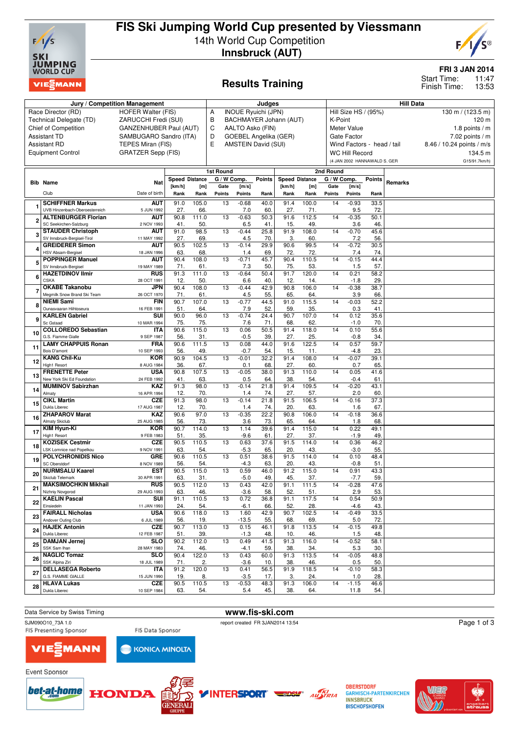# FIS Ski Jumping World Cup presented by Viessmann

## 14th World Cup Competition

## Innsbruck (AUT)

**FRI 3 JAN 2014**

Start Time: 11:47
Finish Time: 13:53

## Results Training

| Jury / Competition Management | | Judges | | Hill Data | |
|---|---|---|---|---|---|
| Race Director (RD) | HOFER Walter (FIS) | A | INOUE Ryuichi (JPN) | Hill Size HS / (95%) | 130 m / (123.5 m) |
| Technical Delegate (TD) | ZARUCCHI Fredi (SUI) | B | BACHMAYER Johann (AUT) | K-Point | 120 m |
| Chief of Competition | GANZENHUBER Paul (AUT) | C | AALTO Asko (FIN) | Meter Value | 1.8 points / m |
| Assistant TD | SAMBUGARO Sandro (ITA) | D | GOEBEL Angelika (GER) | Gate Factor | 7.02 points / m |
| Assistant RD | TEPES Miran (FIS) | E | AMSTEIN David (SUI) | Wind Factors - head / tail | 8.46 / 10.24 points / m/s |
| Equipment Control | GRATZER Sepp (FIS) | | | WC Hill Record | 134.5 m |
| | | | | (4 JAN 2002 HANNAWALD S. GER) | G15/91.7km/h) |

| Bib | Name / Club | Nat / Date of birth | 1st Round Speed [km/h] / Rank | Distance [m] / Rank | Gate / Gate Points | W Comp. [m/s] / Points | Points / Rank | 2nd Round Speed [km/h] / Rank | Distance [m] / Rank | Gate / Gate Points | W Comp. [m/s] / Points | Points / Rank | Remarks |
|---|---|---|---|---|---|---|---|---|---|---|---|---|---|
| 1 | SCHIFFNER Markus / UVB Hinzenbach-Oberoesterreich | AUT / 5 JUN 1992 | 91.0 / 27. | 105.0 / 66. | 13 | -0.68 / 7.0 | 40.0 / 60. | 91.4 / 27. | 100.0 / 71. | 14 | -0.93 / 9.5 | 33.5 / 72. | |
| 2 | ALTENBURGER Florian / SC Seekirchen-Salzburg | AUT / 2 NOV 1993 | 90.8 / 41. | 111.0 / 50. | 13 | -0.63 / 6.5 | 50.3 / 41. | 91.6 / 15. | 112.5 / 49. | 14 | -0.35 / 3.6 | 50.1 / 46. | |
| 3 | STAUDER Christoph / SV Innsbruck-Bergisel-Tirol | AUT / 11 MAY 1992 | 91.0 / 27. | 98.5 / 69. | 13 | -0.44 / 4.5 | 25.8 / 70. | 91.9 / 3. | 108.0 / 60. | 14 | -0.70 / 7.2 | 45.6 / 56. | |
| 4 | GREIDERER Simon / HSV Absam-Bergisel | AUT / 18 JAN 1996 | 90.5 / 63. | 102.5 / 68. | 13 | -0.14 / 1.4 | 29.9 / 69. | 90.6 / 72. | 99.5 / 72. | 14 | -0.72 / 7.4 | 30.5 / 74. | |
| 5 | POPPINGER Manuel / SV Innsbruck-Bergisel | AUT / 19 MAY 1989 | 90.4 / 71. | 108.0 / 61. | 13 | -0.71 / 7.3 | 45.7 / 50. | 90.4 / 75. | 110.5 / 53. | 14 | -0.15 / 1.5 | 44.4 / 57. | |
| 6 | HAZETDINOV Ilmir / CSKA | RUS / 28 OCT 1991 | 91.3 / 12. | 111.0 / 50. | 13 | -0.64 / 6.6 | 50.4 / 40. | 91.7 / 12. | 120.0 / 14. | 14 | 0.21 / -1.8 | 58.2 / 29. | |
| 7 | OKABE Takanobu / Megmilk Snow Brand Ski Team | JPN / 26 OCT 1970 | 90.4 / 71. | 108.0 / 61. | 13 | -0.44 / 4.5 | 42.9 / 55. | 90.8 / 65. | 106.0 / 64. | 14 | -0.38 / 3.9 | 38.7 / 66. | |
| 8 | NIEMI Sami / Ounasvaaran Hiihtoseura | FIN / 16 FEB 1991 | 90.7 / 51. | 107.0 / 64. | 13 | -0.77 / 7.9 | 44.5 / 52. | 91.0 / 59. | 115.5 / 35. | 14 | -0.03 / 0.3 | 52.2 / 41. | |
| 9 | KARLEN Gabriel / Sc Gstaad | SUI / 10 MAR 1994 | 90.0 / 75. | 96.0 / 75. | 13 | -0.74 / 7.6 | 24.4 / 71. | 90.7 / 68. | 107.0 / 62. | 14 | 0.12 / -1.0 | 35.6 / 70. | |
| 10 | COLLOREDO Sebastian / G.S. Fiamme Gialle | ITA / 9 SEP 1987 | 90.6 / 56. | 115.0 / 31. | 13 | 0.06 / -0.5 | 50.5 / 39. | 91.4 / 27. | 118.0 / 25. | 14 | 0.10 / -0.8 | 55.6 / 34. | |
| 11 | LAMY CHAPPUIS Ronan / Bois D'amont | FRA / 10 SEP 1993 | 90.6 / 56. | 111.5 / 49. | 13 | 0.08 / -0.7 | 44.0 / 54. | 91.6 / 15. | 122.5 / 11. | 14 | 0.57 / -4.8 | 59.7 / 23. | |
| 12 | KANG Chil-Ku / High1 Resort | KOR / 8 AUG 1984 | 90.9 / 36. | 104.5 / 67. | 13 | -0.01 / 0.1 | 32.2 / 68. | 91.4 / 27. | 108.0 / 60. | 14 | -0.07 / 0.7 | 39.1 / 65. | |
| 13 | FRENETTE Peter / New York Ski Ed Foundation | USA / 24 FEB 1992 | 90.8 / 41. | 107.5 / 63. | 13 | -0.05 / 0.5 | 38.0 / 64. | 91.3 / 38. | 110.0 / 54. | 14 | 0.05 / -0.4 | 41.6 / 61. | |
| 14 | MUMINOV Sabirzhan / Almaty | KAZ / 16 APR 1994 | 91.3 / 12. | 98.0 / 70. | 13 | -0.14 / 1.4 | 21.8 / 74. | 91.4 / 27. | 109.5 / 57. | 14 | -0.20 / 2.0 | 43.1 / 60. | |
| 15 | CIKL Martin / Dukla Liberec | CZE / 17 AUG 1987 | 91.3 / 12. | 98.0 / 70. | 13 | -0.14 / 1.4 | 21.8 / 74. | 91.5 / 20. | 106.5 / 63. | 14 | -0.16 / 1.6 | 37.3 / 67. | |
| 16 | ZHAPAROV Marat / Almaty Skiclub | KAZ / 25 AUG 1985 | 90.6 / 56. | 97.0 / 73. | 13 | -0.35 / 3.6 | 22.2 / 73. | 90.8 / 65. | 106.0 / 64. | 14 | -0.18 / 1.8 | 36.6 / 68. | |
| 17 | KIM Hyun-Ki / High1 Resort | KOR / 9 FEB 1983 | 90.7 / 51. | 114.0 / 35. | 13 | 1.14 / -9.6 | 39.6 / 61. | 91.4 / 27. | 115.0 / 37. | 14 | 0.22 / -1.9 | 49.1 / 49. | |
| 18 | KOZISEK Cestmir / LSK Lomnice nad Popelkou | CZE / 9 NOV 1991 | 90.5 / 63. | 110.5 / 54. | 13 | 0.63 / -5.3 | 37.6 / 65. | 91.5 / 20. | 114.0 / 43. | 14 | 0.36 / -3.0 | 46.2 / 55. | |
| 19 | POLYCHRONIDIS Nico / SC Oberstdorf | GRE / 8 NOV 1989 | 90.6 / 56. | 110.5 / 54. | 13 | 0.51 / -4.3 | 38.6 / 63. | 91.5 / 20. | 114.0 / 43. | 14 | 0.10 / -0.8 | 48.4 / 51. | |
| 20 | NURMSALU Kaarel / Skiclub Telemark | EST / 30 APR 1991 | 90.5 / 63. | 115.0 / 31. | 13 | 0.59 / -5.0 | 43.0 / 49. | 91.2 / 45. | 115.0 / 37. | 14 | 0.91 / -7.7 | 43.3 / 59. | |
| 21 | MAKSIMOCHKIN Mikhail / Nizhniy Novgorod | RUS / 29 AUG 1993 | 90.5 / 63. | 112.0 / 46. | 13 | 0.43 / -3.6 | 42.0 / 58. | 91.1 / 52. | 111.5 / 51. | 14 | -0.28 / 2.9 | 47.6 / 53. | |
| 22 | KAELIN Pascal / Einsiedeln | SUI / 11 JAN 1993 | 91.1 / 24. | 110.5 / 54. | 13 | 0.72 / -6.1 | 36.8 / 66. | 91.1 / 52. | 117.5 / 28. | 14 | 0.54 / -4.6 | 50.9 / 43. | |
| 23 | FAIRALL Nicholas / Andover Outing Club | USA / 6 JUL 1989 | 90.6 / 56. | 118.0 / 19. | 13 | 1.60 / -13.5 | 42.9 / 55. | 90.7 / 68. | 102.5 / 69. | 14 | -0.49 / 5.0 | 33.5 / 72. | |
| 24 | HAJEK Antonin / Dukla Liberec | CZE / 12 FEB 1987 | 90.7 / 51. | 113.0 / 39. | 13 | 0.15 / -1.3 | 46.1 / 48. | 91.8 / 10. | 113.5 / 46. | 14 | -0.15 / 1.5 | 49.8 / 48. | |
| 25 | DAMJAN Jernej / SSK Sam Ihan | SLO / 28 MAY 1983 | 90.2 / 74. | 112.0 / 46. | 13 | 0.49 / -4.1 | 41.5 / 59. | 91.3 / 38. | 116.0 / 34. | 14 | -0.52 / 5.3 | 58.1 / 30. | |
| 26 | NAGLIC Tomaz / SSK Alpina Ziri | SLO / 18 JUL 1989 | 90.4 / 71. | 122.0 / 2. | 13 | 0.43 / -3.6 | 60.0 / 10. | 91.3 / 38. | 113.5 / 46. | 14 | -0.05 / 0.5 | 48.8 / 50. | |
| 27 | DELLASEGA Roberto / G.S. FIAMME GIALLE | ITA / 15 JUN 1990 | 91.2 / 19. | 120.0 / 8. | 13 | 0.41 / -3.5 | 56.5 / 17. | 91.9 / 3. | 118.5 / 24. | 14 | -0.10 / 1.0 | 58.3 / 28. | |
| 28 | HLAVA Lukas / Dukla Liberec | CZE / 10 SEP 1984 | 90.5 / 63. | 110.5 / 54. | 13 | -0.53 / 5.4 | 48.3 / 45. | 91.3 / 38. | 106.0 / 64. | 14 | -1.15 / 11.8 | 46.6 / 54. | |

Data Service by Swiss Timing — www.fis-ski.com

SJM090O10_73A 1.0 — report created FR 3JAN2014 13:54

FIS Presenting Sponsor: VIESSMANN — FIS Data Sponsor: KONICA MINOLTA

Event Sponsor: bet-at-home.com, HONDA, GENERALI GRUPPE, INTERSPORT, DSV, AUSTRIA, OBERSTDORF GARMISCH-PARTENKIRCHEN INNSBRUCK BISCHOFSHOFEN, VIER SCHANZEN TOURNEE, engelbert strauss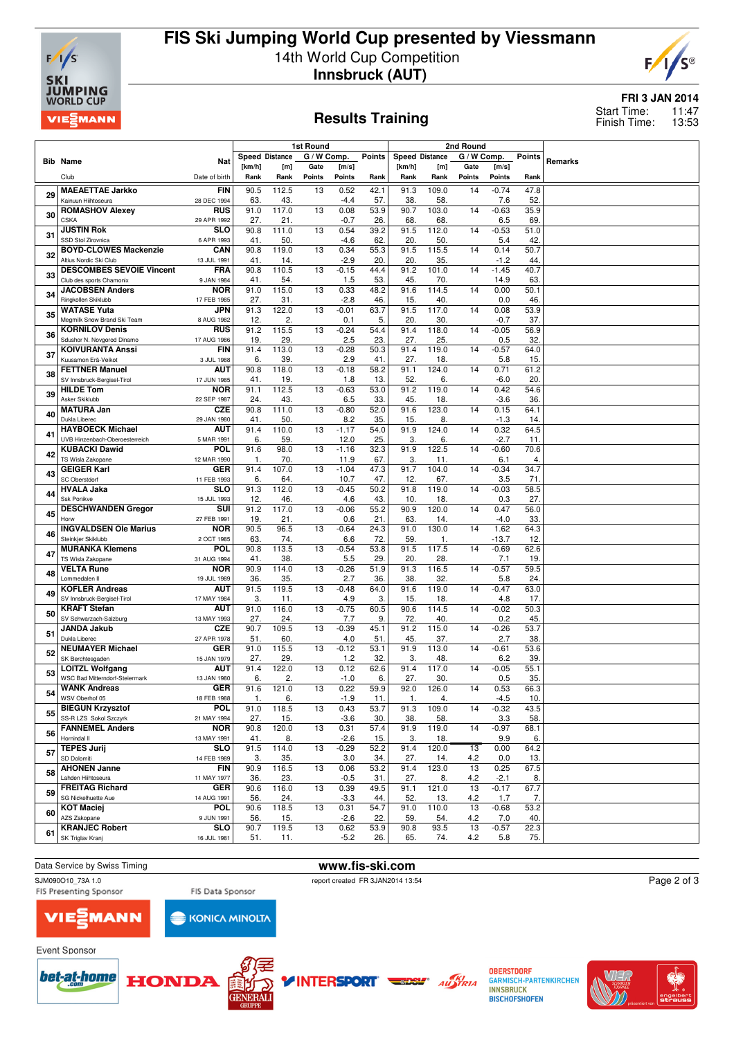# FIS Ski Jumping World Cup presented by Viessmann

14th World Cup Competition

**Innsbruck (AUT)**

**FRI 3 JAN 2014**

Start Time: 11:47
Finish Time: 13:53

## Results Training

| Bib | Name | Nat | 1st Round Speed [km/h] | Distance [m] | G / W Comp. Gate | [m/s] | Points | 2nd Round Speed [km/h] | Distance [m] | G / W Comp. Gate | [m/s] | Points | Remarks |
|---|---|---|---|---|---|---|---|---|---|---|---|---|---|
| | Club | Date of birth | Rank | Rank | Points | Points | Rank | Rank | Rank | Points | Points | Rank | |
| 29 | MAEAETTAE Jarkko | FIN | 90.5 | 112.5 | 13 | 0.52 | 42.1 | 91.3 | 109.0 | 14 | -0.74 | 47.8 | |
| | Kainuun Hiihtoseura | 28 DEC 1994 | 63. | 43. | | -4.4 | 57. | 38. | 58. | | 7.6 | 52. | |
| 30 | ROMASHOV Alexey | RUS | 91.0 | 117.0 | 13 | 0.08 | 53.9 | 90.7 | 103.0 | 14 | -0.63 | 35.9 | |
| | CSKA | 29 APR 1992 | 27. | 21. | | -0.7 | 26. | 68. | 68. | | 6.5 | 69. | |
| 31 | JUSTIN Rok | SLO | 90.8 | 111.0 | 13 | 0.54 | 39.2 | 91.5 | 112.0 | 14 | -0.53 | 51.0 | |
| | SSD Stol Zirovnica | 6 APR 1993 | 41. | 50. | | -4.6 | 62. | 20. | 50. | | 5.4 | 42. | |
| 32 | BOYD-CLOWES Mackenzie | CAN | 90.8 | 119.0 | 13 | 0.34 | 55.3 | 91.5 | 115.5 | 14 | 0.14 | 50.7 | |
| | Altius Nordic Ski Club | 13 JUL 1991 | 41. | 14. | | -2.9 | 20. | 20. | 35. | | -1.2 | 44. | |
| 33 | DESCOMBES SEVOIE Vincent | FRA | 90.8 | 110.5 | 13 | -0.15 | 44.4 | 91.2 | 101.0 | 14 | -1.45 | 40.7 | |
| | Club des sports Chamonix | 9 JAN 1984 | 41. | 54. | | 1.5 | 53. | 45. | 70. | | 14.9 | 63. | |
| 34 | JACOBSEN Anders | NOR | 91.0 | 115.0 | 13 | 0.33 | 48.2 | 91.6 | 114.5 | 14 | 0.00 | 50.1 | |
| | Ringkollen Skiklubb | 17 FEB 1985 | 27. | 31. | | -2.8 | 46. | 15. | 40. | | 0.0 | 46. | |
| 35 | WATASE Yuta | JPN | 91.3 | 122.0 | 13 | -0.01 | 63.7 | 91.5 | 117.0 | 14 | 0.08 | 53.9 | |
| | Megmilk Snow Brand Ski Team | 8 AUG 1982 | 12. | 2. | | 0.1 | 5. | 20. | 30. | | -0.7 | 37. | |
| 36 | KORNILOV Denis | RUS | 91.2 | 115.5 | 13 | -0.24 | 54.4 | 91.4 | 118.0 | 14 | -0.05 | 56.9 | |
| | Sdushor N. Novgorod Dinamo | 17 AUG 1986 | 19. | 29. | | 2.5 | 23. | 27. | 25. | | 0.5 | 32. | |
| 37 | KOIVURANTA Anssi | FIN | 91.4 | 113.0 | 13 | -0.28 | 50.3 | 91.4 | 119.0 | 14 | -0.57 | 64.0 | |
| | Kuusamon Erä-Veikot | 3 JUL 1988 | 6. | 39. | | 2.9 | 41. | 27. | 18. | | 5.8 | 15. | |
| 38 | FETTNER Manuel | AUT | 90.8 | 118.0 | 13 | -0.18 | 58.2 | 91.1 | 124.0 | 14 | 0.71 | 61.2 | |
| | SV Innsbruck-Bergisel-Tirol | 17 JUN 1985 | 41. | 19. | | 1.8 | 13. | 52. | 6. | | -6.0 | 20. | |
| 39 | HILDE Tom | NOR | 91.1 | 112.5 | 13 | -0.63 | 53.0 | 91.2 | 119.0 | 14 | 0.42 | 54.6 | |
| | Asker Skiklubb | 22 SEP 1987 | 24. | 43. | | 6.5 | 33. | 45. | 18. | | -3.6 | 36. | |
| 40 | MATURA Jan | CZE | 90.8 | 111.0 | 13 | -0.80 | 52.0 | 91.6 | 123.0 | 14 | 0.15 | 64.1 | |
| | Dukla Liberec | 29 JAN 1980 | 41. | 50. | | 8.2 | 35. | 15. | 8. | | -1.3 | 14. | |
| 41 | HAYBOECK Michael | AUT | 91.4 | 110.0 | 13 | -1.17 | 54.0 | 91.9 | 124.0 | 14 | 0.32 | 64.5 | |
| | UVB Hinzenbach-Oberoesterreich | 5 MAR 1991 | 6. | 59. | | 12.0 | 25. | 3. | 6. | | -2.7 | 11. | |
| 42 | KUBACKI Dawid | POL | 91.6 | 98.0 | 13 | -1.16 | 32.3 | 91.9 | 122.5 | 14 | -0.60 | 70.6 | |
| | TS Wisla Zakopane | 12 MAR 1990 | 1. | 70. | | 11.9 | 67. | 3. | 11. | | 6.1 | 4. | |
| 43 | GEIGER Karl | GER | 91.4 | 107.0 | 13 | -1.04 | 47.3 | 91.7 | 104.0 | 14 | -0.34 | 34.7 | |
| | SC Oberstdorf | 11 FEB 1993 | 6. | 64. | | 10.7 | 47. | 12. | 67. | | 3.5 | 71. | |
| 44 | HVALA Jaka | SLO | 91.3 | 112.0 | 13 | -0.45 | 50.2 | 91.8 | 119.0 | 14 | -0.03 | 58.5 | |
| | Ssk Ponikve | 15 JUL 1993 | 12. | 46. | | 4.6 | 43. | 10. | 18. | | 0.3 | 27. | |
| 45 | DESCHWANDEN Gregor | SUI | 91.2 | 117.0 | 13 | -0.06 | 55.2 | 90.9 | 120.0 | 14 | 0.47 | 56.0 | |
| | Horw | 27 FEB 1991 | 19. | 21. | | 0.6 | 21. | 63. | 14. | | -4.0 | 33. | |
| 46 | INGVALDSEN Ole Marius | NOR | 90.5 | 96.5 | 13 | -0.64 | 24.3 | 91.0 | 130.0 | 14 | 1.62 | 64.3 | |
| | Steinkjer Skiklubb | 2 OCT 1985 | 63. | 74. | | 6.6 | 72. | 59. | 1. | | -13.7 | 12. | |
| 47 | MURANKA Klemens | POL | 90.8 | 113.5 | 13 | -0.54 | 53.8 | 91.5 | 117.5 | 14 | -0.69 | 62.6 | |
| | TS Wisla Zakopane | 31 AUG 1994 | 41. | 38. | | 5.5 | 29. | 20. | 28. | | 7.1 | 19. | |
| 48 | VELTA Rune | NOR | 90.9 | 114.0 | 13 | -0.26 | 51.9 | 91.3 | 116.5 | 14 | -0.57 | 59.5 | |
| | Lommedalen Il | 19 JUL 1989 | 36. | 35. | | 2.7 | 36. | 38. | 32. | | 5.8 | 24. | |
| 49 | KOFLER Andreas | AUT | 91.5 | 119.5 | 13 | -0.48 | 64.0 | 91.6 | 119.0 | 14 | -0.47 | 63.0 | |
| | SV Innsbruck-Bergisel-Tirol | 17 MAY 1984 | 3. | 11. | | 4.9 | 3. | 15. | 18. | | 4.8 | 17. | |
| 50 | KRAFT Stefan | AUT | 91.0 | 116.0 | 13 | -0.75 | 60.5 | 90.6 | 114.5 | 14 | -0.02 | 50.3 | |
| | SV Schwarzach-Salzburg | 13 MAY 1993 | 27. | 24. | | 7.7 | 9. | 72. | 40. | | 0.2 | 45. | |
| 51 | JANDA Jakub | CZE | 90.7 | 109.5 | 13 | -0.39 | 45.1 | 91.2 | 115.0 | 14 | -0.26 | 53.7 | |
| | Dukla Liberec | 27 APR 1978 | 51. | 60. | | 4.0 | 51. | 45. | 37. | | 2.7 | 38. | |
| 52 | NEUMAYER Michael | GER | 91.0 | 115.5 | 13 | -0.12 | 53.1 | 91.9 | 113.0 | 14 | -0.61 | 53.6 | |
| | SK Berchtesgaden | 15 JAN 1979 | 27. | 29. | | 1.2 | 32. | 3. | 48. | | 6.2 | 39. | |
| 53 | LOITZL Wolfgang | AUT | 91.4 | 122.0 | 13 | 0.12 | 62.6 | 91.4 | 117.0 | 14 | -0.05 | 55.1 | |
| | WSC Bad Mitterndorf-Steiermark | 13 JAN 1980 | 6. | 2. | | -1.0 | 6. | 27. | 30. | | 0.5 | 35. | |
| 54 | WANK Andreas | GER | 91.6 | 121.0 | 13 | 0.22 | 59.9 | 92.0 | 126.0 | 14 | 0.53 | 66.3 | |
| | WSV Oberhof 05 | 18 FEB 1988 | 1. | 6. | | -1.9 | 11. | 1. | 4. | | -4.5 | 10. | |
| 55 | BIEGUN Krzysztof | POL | 91.0 | 118.5 | 13 | 0.43 | 53.7 | 91.3 | 109.0 | 14 | -0.32 | 43.5 | |
| | SS-R LZS Sokol Szczyrk | 21 MAY 1994 | 27. | 15. | | -3.6 | 30. | 38. | 58. | | 3.3 | 58. | |
| 56 | FANNEMEL Anders | NOR | 90.8 | 120.0 | 13 | 0.31 | 57.4 | 91.9 | 119.0 | 14 | -0.97 | 68.1 | |
| | Hornindal Il | 13 MAY 1991 | 41. | 8. | | -2.6 | 15. | 3. | 18. | | 9.9 | 6. | |
| 57 | TEPES Jurij | SLO | 91.5 | 114.0 | 13 | -0.29 | 52.2 | 91.4 | 120.0 | 13 | 0.00 | 64.2 | |
| | SD Dolomiti | 14 FEB 1989 | 3. | 35. | | 3.0 | 34. | 27. | 14. | 4.2 | 0.0 | 13. | |
| 58 | AHONEN Janne | FIN | 90.9 | 116.5 | 13 | 0.06 | 53.2 | 91.4 | 123.0 | 13 | 0.25 | 67.5 | |
| | Lahden Hiihtoseura | 11 MAY 1977 | 36. | 23. | | -0.5 | 31. | 27. | 8. | 4.2 | -2.1 | 8. | |
| 59 | FREITAG Richard | GER | 90.6 | 116.0 | 13 | 0.39 | 49.5 | 91.1 | 121.0 | 13 | -0.17 | 67.7 | |
| | SG Nickelhuette Aue | 14 AUG 1991 | 56. | 24. | | -3.3 | 44. | 52. | 13. | 4.2 | 1.7 | 7. | |
| 60 | KOT Maciej | POL | 90.6 | 118.5 | 13 | 0.31 | 54.7 | 91.0 | 110.0 | 13 | -0.68 | 53.2 | |
| | AZS Zakopane | 9 JUN 1991 | 56. | 15. | | -2.6 | 22. | 59. | 54. | 4.2 | 7.0 | 40. | |
| 61 | KRANJEC Robert | SLO | 90.7 | 119.5 | 13 | 0.62 | 53.9 | 90.8 | 93.5 | 13 | -0.57 | 22.3 | |
| | SK Triglav Kranj | 16 JUL 1981 | 51. | 11. | | -5.2 | 26. | 65. | 74. | 4.2 | 5.8 | 75. | |

Data Service by Swiss Timing

www.fis-ski.com

SJM090O10_73A 1.0 report created FR 3JAN2014 13:54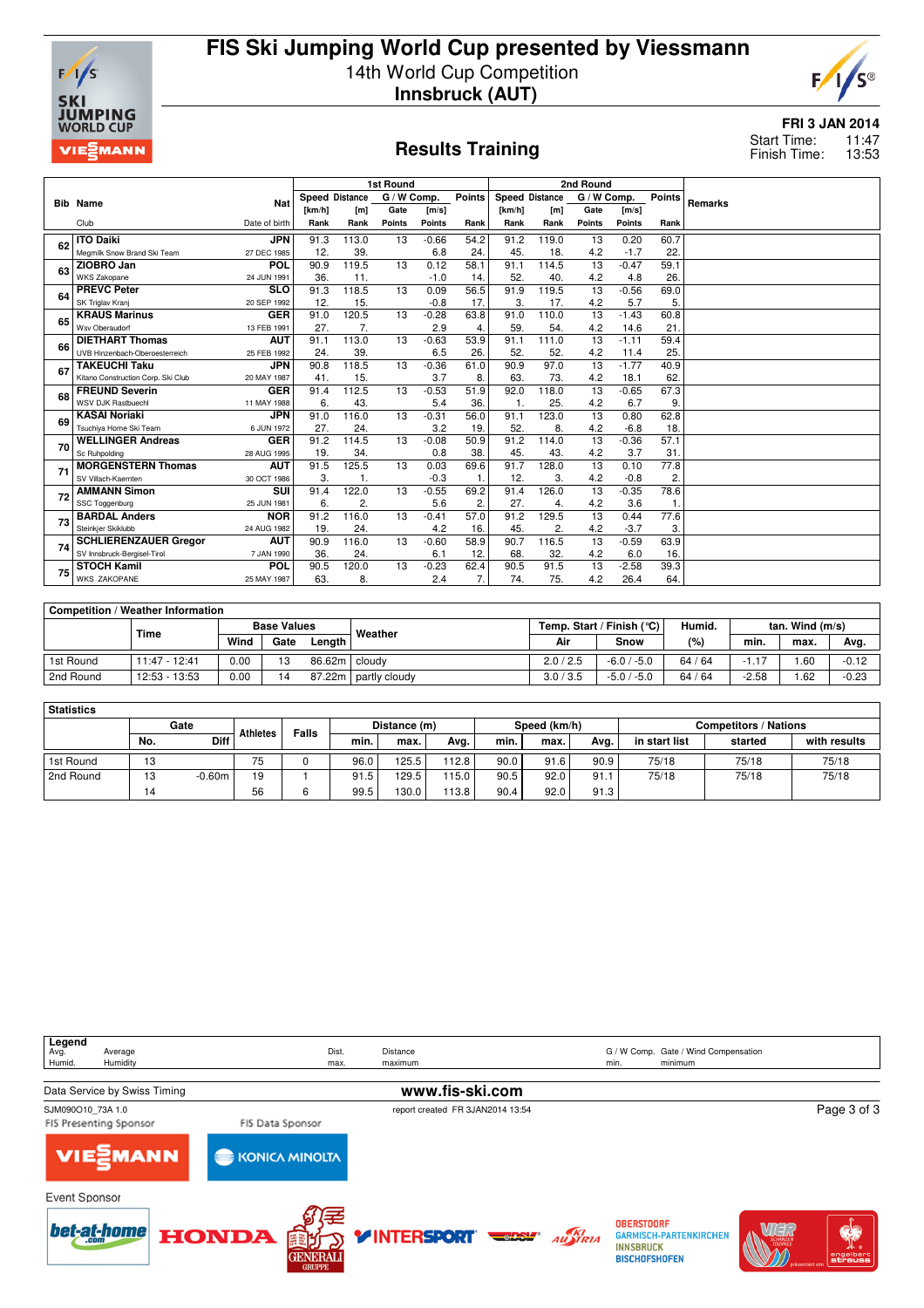# FIS Ski Jumping World Cup presented by Viessmann

14th World Cup Competition
**Innsbruck (AUT)**

**FRI 3 JAN 2014**
Start Time: 11:47
Finish Time: 13:53

## Results Training

| Bib | Name / Club | Nat / Date of birth | 1st Round Speed [km/h] Rank | Distance [m] Rank | G / W Comp. Gate Points | [m/s] Points | Points Rank | 2nd Round Speed [km/h] Rank | Distance [m] Rank | G / W Comp. Gate Points | [m/s] Points | Points Rank | Remarks |
|---|---|---|---|---|---|---|---|---|---|---|---|---|---|
| 62 | **ITO Daiki** Megmilk Snow Brand Ski Team | JPN 27 DEC 1985 | 91.3 12. | 113.0 39. | 13 | -0.66 6.8 | 54.2 24. | 91.2 45. | 119.0 18. | 13 4.2 | 0.20 -1.7 | 60.7 22. | |
| 63 | **ZIOBRO Jan** WKS Zakopane | POL 24 JUN 1991 | 90.9 36. | 119.5 11. | 13 | 0.12 -1.0 | 58.1 14. | 91.1 52. | 114.5 40. | 13 4.2 | -0.47 4.8 | 59.1 26. | |
| 64 | **PREVC Peter** SK Triglav Kranj | SLO 20 SEP 1992 | 91.3 12. | 118.5 15. | 13 | 0.09 -0.8 | 56.5 17. | 91.9 3. | 119.5 17. | 13 4.2 | -0.56 5.7 | 69.0 5. | |
| 65 | **KRAUS Marinus** Wsv Oberaudorf | GER 13 FEB 1991 | 91.0 27. | 120.5 7. | 13 | -0.28 2.9 | 63.8 4. | 91.0 59. | 110.0 54. | 13 4.2 | -1.43 14.6 | 60.8 21. | |
| 66 | **DIETHART Thomas** UVB Hinzenbach-Oberoesterreich | AUT 25 FEB 1992 | 91.1 24. | 113.0 39. | 13 | -0.63 6.5 | 53.9 26. | 91.1 52. | 111.0 52. | 13 4.2 | -1.11 11.4 | 59.4 25. | |
| 67 | **TAKEUCHI Taku** Kitano Construction Corp. Ski Club | JPN 20 MAY 1987 | 90.8 41. | 118.5 15. | 13 | -0.36 3.7 | 61.0 8. | 90.9 63. | 97.0 73. | 13 4.2 | -1.77 18.1 | 40.9 62. | |
| 68 | **FREUND Severin** WSV DJK Rastbuechl | GER 11 MAY 1988 | 91.4 6. | 112.5 43. | 13 | -0.53 5.4 | 51.9 36. | 92.0 1. | 118.0 25. | 13 4.2 | -0.65 6.7 | 67.3 9. | |
| 69 | **KASAI Noriaki** Tsuchiya Home Ski Team | JPN 6 JUN 1972 | 91.0 27. | 116.0 24. | 13 | -0.31 3.2 | 56.0 19. | 91.1 52. | 123.0 8. | 13 4.2 | 0.80 -6.8 | 62.8 18. | |
| 70 | **WELLINGER Andreas** Sc Ruhpolding | GER 28 AUG 1995 | 91.2 19. | 114.5 34. | 13 | -0.08 0.8 | 50.9 38. | 91.2 45. | 114.0 43. | 13 4.2 | -0.36 3.7 | 57.1 31. | |
| 71 | **MORGENSTERN Thomas** SV Villach-Kaernten | AUT 30 OCT 1986 | 91.5 3. | 125.5 1. | 13 | 0.03 -0.3 | 69.6 1. | 91.7 12. | 128.0 3. | 13 4.2 | 0.10 -0.8 | 77.8 2. | |
| 72 | **AMMANN Simon** SSC Toggenburg | SUI 25 JUN 1981 | 91.4 6. | 122.0 2. | 13 | -0.55 5.6 | 69.2 2. | 91.4 27. | 126.0 4. | 13 4.2 | -0.35 3.6 | 78.6 1. | |
| 73 | **BARDAL Anders** Steinkjer Skiklubb | NOR 24 AUG 1982 | 91.2 19. | 116.0 24. | 13 | -0.41 4.2 | 57.0 16. | 91.2 45. | 129.5 2. | 13 4.2 | 0.44 -3.7 | 77.6 3. | |
| 74 | **SCHLIERENZAUER Gregor** SV Innsbruck-Bergisel-Tirol | AUT 7 JAN 1990 | 90.9 36. | 116.0 24. | 13 | -0.60 6.1 | 58.9 12. | 90.7 68. | 116.5 32. | 13 4.2 | -0.59 6.0 | 63.9 16. | |
| 75 | **STOCH Kamil** WKS ZAKOPANE | POL 25 MAY 1987 | 90.5 63. | 120.0 8. | 13 | -0.23 2.4 | 62.4 7. | 90.5 74. | 91.5 75. | 13 4.2 | -2.58 26.4 | 39.3 64. | |

### Competition / Weather Information

| | Time | Base Values Wind | Gate | Length | Weather | Temp. Start / Finish (°C) Air | Snow | Humid. (%) | tan. Wind (m/s) min. | max. | Avg. |
|---|---|---|---|---|---|---|---|---|---|---|---|
| 1st Round | 11:47 - 12:41 | 0.00 | 13 | 86.62m | cloudy | 2.0 / 2.5 | -6.0 / -5.0 | 64 / 64 | -1.17 | 1.60 | -0.12 |
| 2nd Round | 12:53 - 13:53 | 0.00 | 14 | 87.22m | partly cloudy | 3.0 / 3.5 | -5.0 / -5.0 | 64 / 64 | -2.58 | 1.62 | -0.23 |

### Statistics

| | Gate No. | Diff | Athletes | Falls | Distance (m) min. | max. | Avg. | Speed (km/h) min. | max. | Avg. | Competitors / Nations in start list | started | with results |
|---|---|---|---|---|---|---|---|---|---|---|---|---|---|
| 1st Round | 13 | | 75 | 0 | 96.0 | 125.5 | 112.8 | 90.0 | 91.6 | 90.9 | 75/18 | 75/18 | 75/18 |
| 2nd Round | 13 | -0.60m | 19 | 1 | 91.5 | 129.5 | 115.0 | 90.5 | 92.0 | 91.1 | 75/18 | 75/18 | 75/18 |
| | 14 | | 56 | 6 | 99.5 | 130.0 | 113.8 | 90.4 | 92.0 | 91.3 | | | |

**Legend**
Avg. Average
Humid. Humidity
Dist. Distance
max. maximum
G / W Comp. Gate / Wind Compensation
min. minimum

Data Service by Swiss Timing
www.fis-ski.com
SJM090O10_73A 1.0
report created FR 3JAN2014 13:54

FIS Presenting Sponsor
FIS Data Sponsor
Event Sponsor